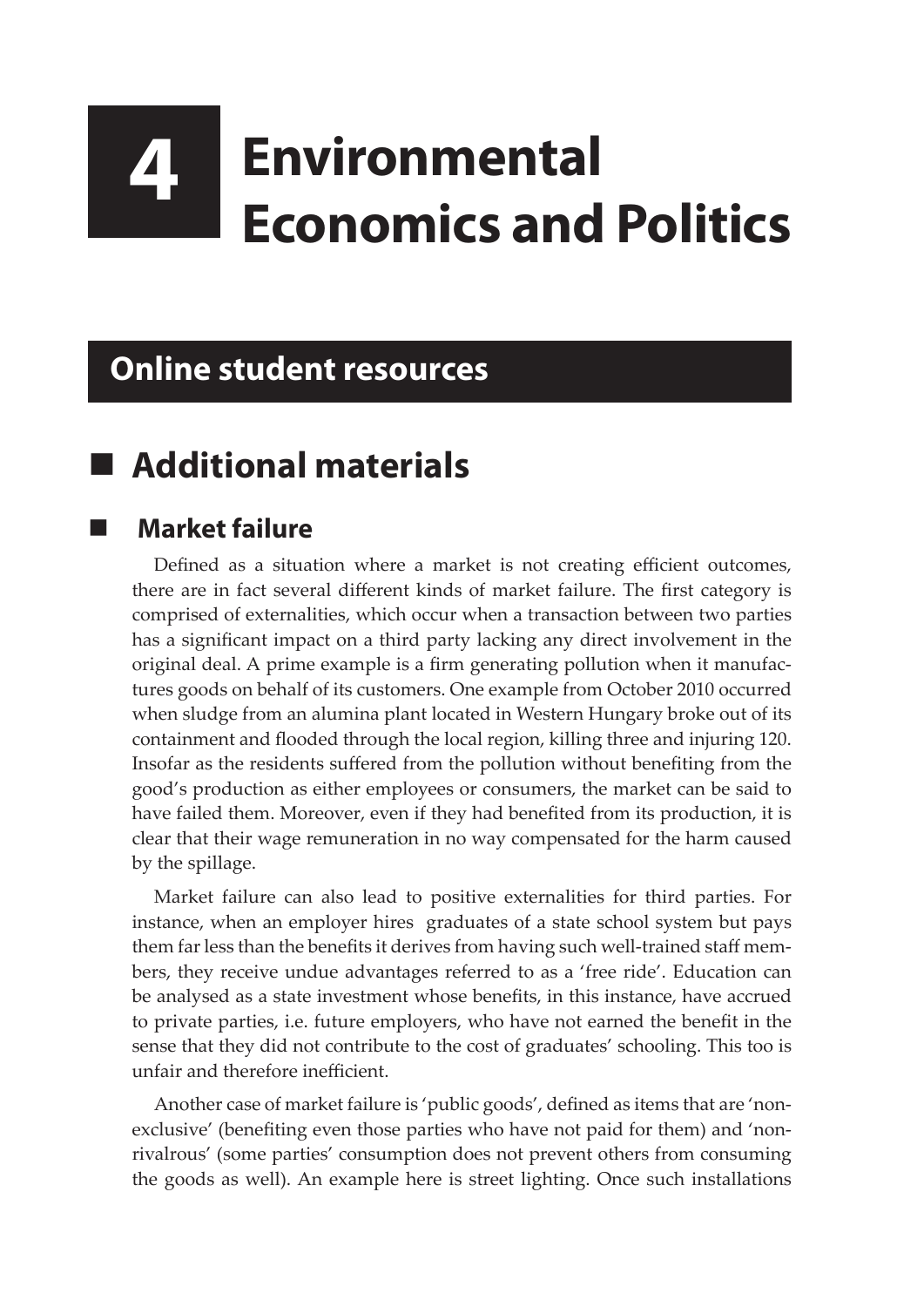# 4 Environmental Economics and Politics

## Online student resources

## Additional materials

### Market failure

Defined as a situation where a market is not creating efficient outcomes, there are in fact several different kinds of market failure. The first category is comprised of externalities, which occur when a transaction between two parties has a significant impact on a third party lacking any direct involvement in the original deal. A prime example is a firm generating pollution when it manufactures goods on behalf of its customers. One example from October 2010 occurred when sludge from an alumina plant located in Western Hungary broke out of its containment and flooded through the local region, killing three and injuring 120. Insofar as the residents suffered from the pollution without benefiting from the good's production as either employees or consumers, the market can be said to have failed them. Moreover, even if they had benefited from its production, it is clear that their wage remuneration in no way compensated for the harm caused by the spillage.

Market failure can also lead to positive externalities for third parties. For instance, when an employer hires graduates of a state school system but pays them far less than the benefits it derives from having such well-trained staff members, they receive undue advantages referred to as a 'free ride'. Education can be analysed as a state investment whose benefits, in this instance, have accrued to private parties, i.e. future employers, who have not earned the benefit in the sense that they did not contribute to the cost of graduates' schooling. This too is unfair and therefore inefficient.

Another case of market failure is 'public goods', defined as items that are 'non-exclusive' (benefiting even those parties who have not paid for them) and 'non-rivalrous' (some parties' consumption does not prevent others from consuming the goods as well). An example here is street lighting. Once such installations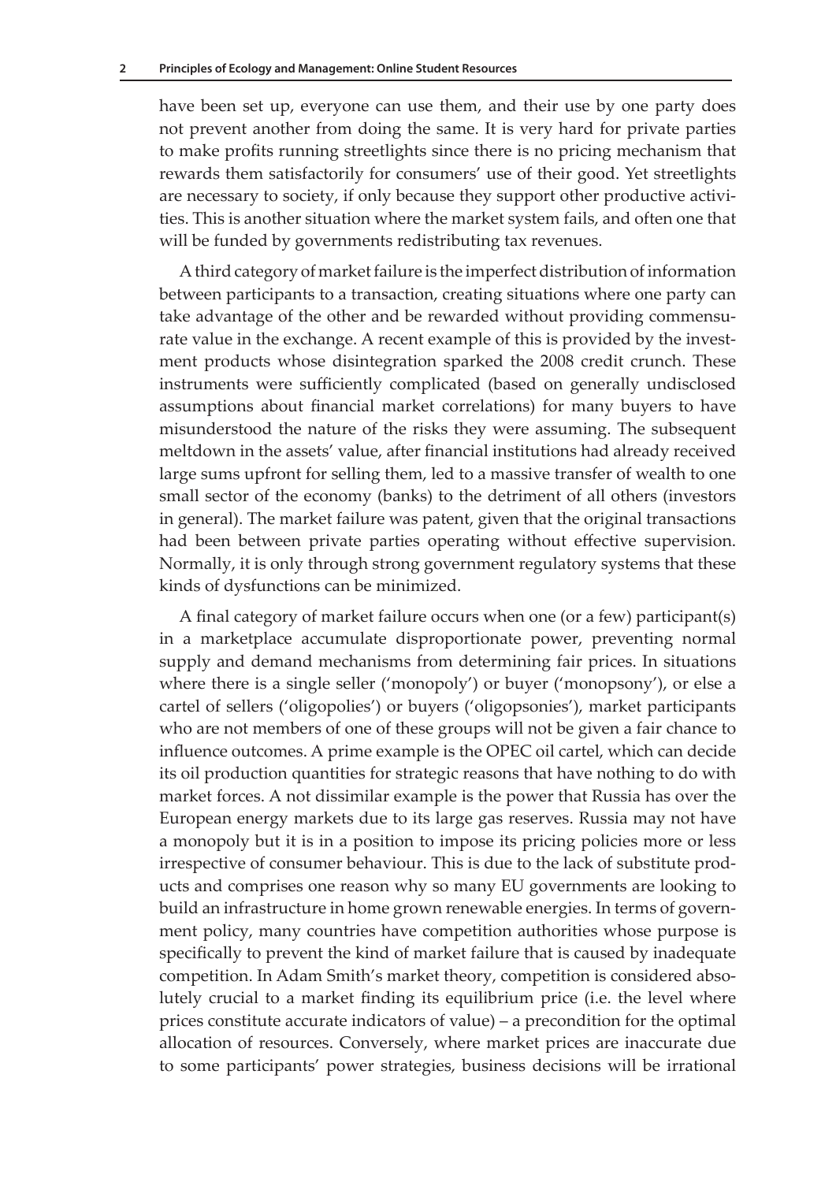have been set up, everyone can use them, and their use by one party does not prevent another from doing the same. It is very hard for private parties to make profits running streetlights since there is no pricing mechanism that rewards them satisfactorily for consumers' use of their good. Yet streetlights are necessary to society, if only because they support other productive activities. This is another situation where the market system fails, and often one that will be funded by governments redistributing tax revenues.

A third category of market failure is the imperfect distribution of information between participants to a transaction, creating situations where one party can take advantage of the other and be rewarded without providing commensurate value in the exchange. A recent example of this is provided by the investment products whose disintegration sparked the 2008 credit crunch. These instruments were sufficiently complicated (based on generally undisclosed assumptions about financial market correlations) for many buyers to have misunderstood the nature of the risks they were assuming. The subsequent meltdown in the assets' value, after financial institutions had already received large sums upfront for selling them, led to a massive transfer of wealth to one small sector of the economy (banks) to the detriment of all others (investors in general). The market failure was patent, given that the original transactions had been between private parties operating without effective supervision. Normally, it is only through strong government regulatory systems that these kinds of dysfunctions can be minimized.

A final category of market failure occurs when one (or a few) participant(s) in a marketplace accumulate disproportionate power, preventing normal supply and demand mechanisms from determining fair prices. In situations where there is a single seller ('monopoly') or buyer ('monopsony'), or else a cartel of sellers ('oligopolies') or buyers ('oligopsonies'), market participants who are not members of one of these groups will not be given a fair chance to influence outcomes. A prime example is the OPEC oil cartel, which can decide its oil production quantities for strategic reasons that have nothing to do with market forces. A not dissimilar example is the power that Russia has over the European energy markets due to its large gas reserves. Russia may not have a monopoly but it is in a position to impose its pricing policies more or less irrespective of consumer behaviour. This is due to the lack of substitute products and comprises one reason why so many EU governments are looking to build an infrastructure in home grown renewable energies. In terms of government policy, many countries have competition authorities whose purpose is specifically to prevent the kind of market failure that is caused by inadequate competition. In Adam Smith's market theory, competition is considered absolutely crucial to a market finding its equilibrium price (i.e. the level where prices constitute accurate indicators of value) – a precondition for the optimal allocation of resources. Conversely, where market prices are inaccurate due to some participants' power strategies, business decisions will be irrational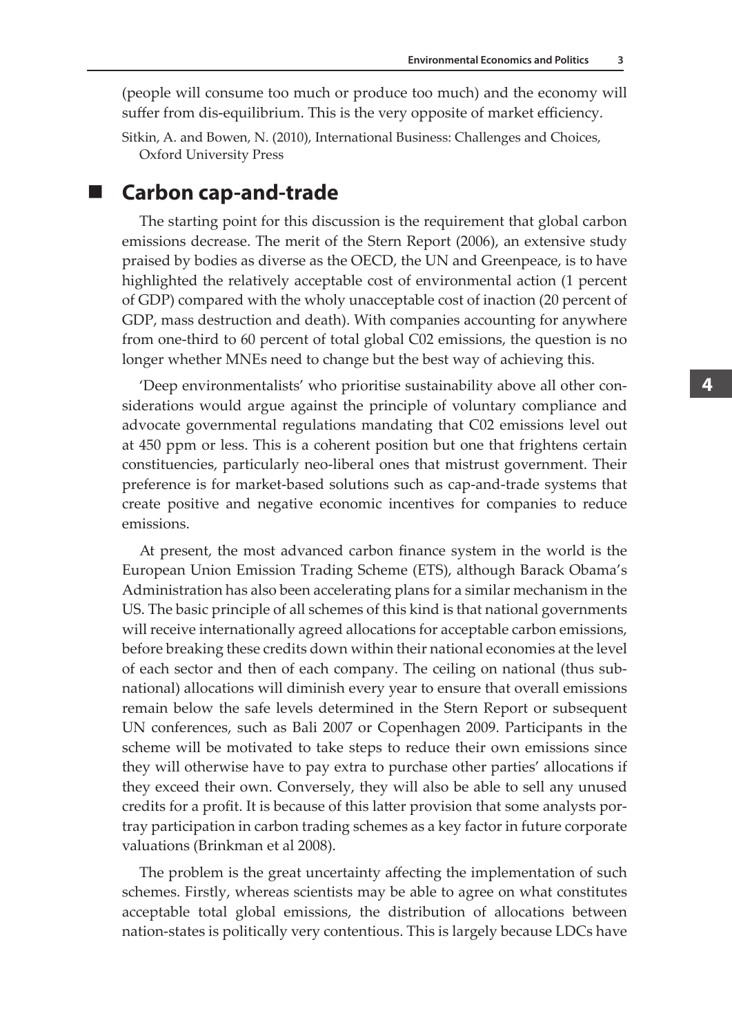(people will consume too much or produce too much) and the economy will suffer from dis-equilibrium. This is the very opposite of market efficiency.

Sitkin, A. and Bowen, N. (2010), International Business: Challenges and Choices, Oxford University Press

## Carbon cap-and-trade

The starting point for this discussion is the requirement that global carbon emissions decrease. The merit of the Stern Report (2006), an extensive study praised by bodies as diverse as the OECD, the UN and Greenpeace, is to have highlighted the relatively acceptable cost of environmental action (1 percent of GDP) compared with the wholy unacceptable cost of inaction (20 percent of GDP, mass destruction and death). With companies accounting for anywhere from one-third to 60 percent of total global C02 emissions, the question is no longer whether MNEs need to change but the best way of achieving this.

'Deep environmentalists' who prioritise sustainability above all other considerations would argue against the principle of voluntary compliance and advocate governmental regulations mandating that C02 emissions level out at 450 ppm or less. This is a coherent position but one that frightens certain constituencies, particularly neo-liberal ones that mistrust government. Their preference is for market-based solutions such as cap-and-trade systems that create positive and negative economic incentives for companies to reduce emissions.

At present, the most advanced carbon finance system in the world is the European Union Emission Trading Scheme (ETS), although Barack Obama's Administration has also been accelerating plans for a similar mechanism in the US. The basic principle of all schemes of this kind is that national governments will receive internationally agreed allocations for acceptable carbon emissions, before breaking these credits down within their national economies at the level of each sector and then of each company. The ceiling on national (thus subnational) allocations will diminish every year to ensure that overall emissions remain below the safe levels determined in the Stern Report or subsequent UN conferences, such as Bali 2007 or Copenhagen 2009. Participants in the scheme will be motivated to take steps to reduce their own emissions since they will otherwise have to pay extra to purchase other parties' allocations if they exceed their own. Conversely, they will also be able to sell any unused credits for a profit. It is because of this latter provision that some analysts portray participation in carbon trading schemes as a key factor in future corporate valuations (Brinkman et al 2008).

The problem is the great uncertainty affecting the implementation of such schemes. Firstly, whereas scientists may be able to agree on what constitutes acceptable total global emissions, the distribution of allocations between nation-states is politically very contentious. This is largely because LDCs have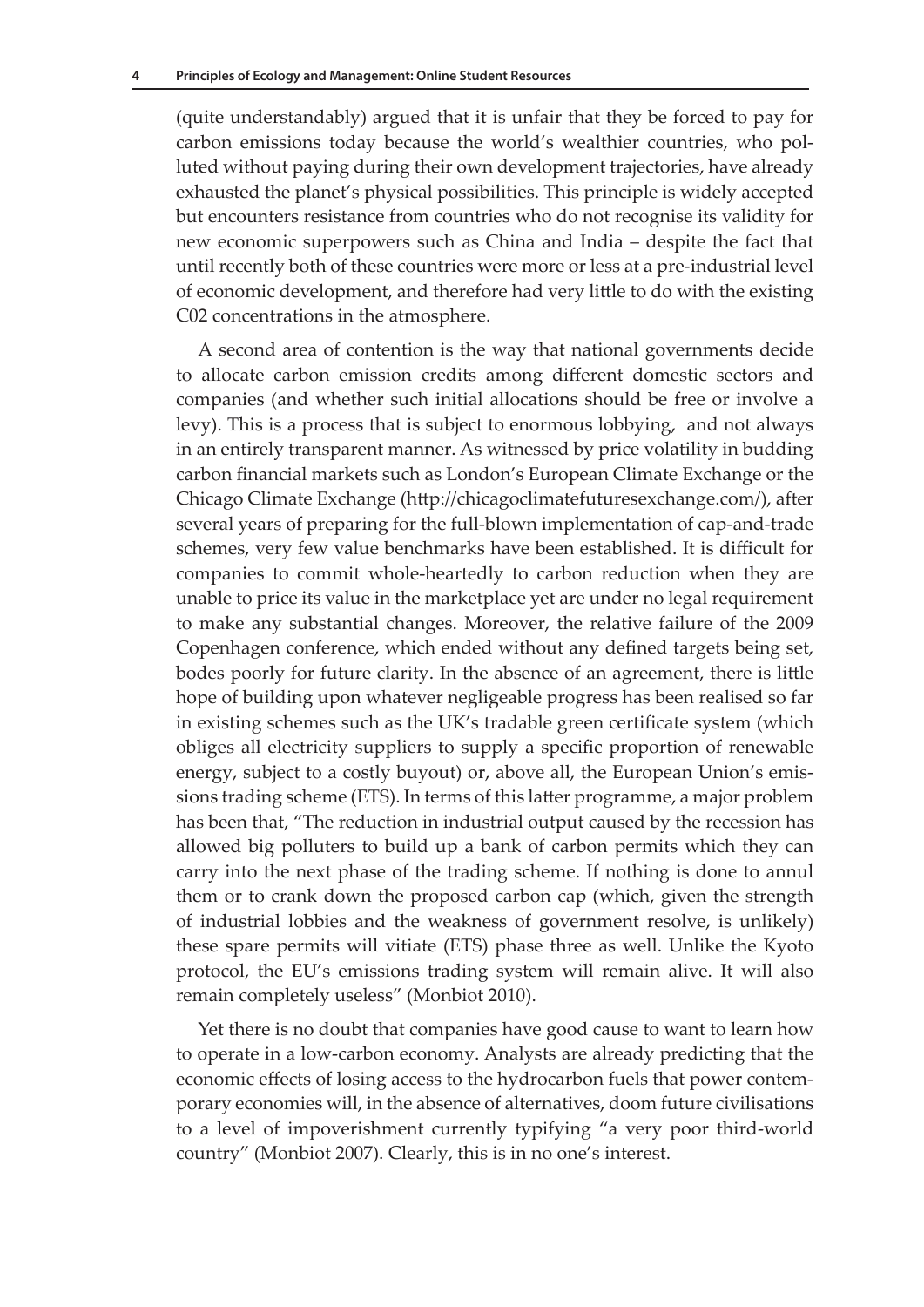(quite understandably) argued that it is unfair that they be forced to pay for carbon emissions today because the world's wealthier countries, who polluted without paying during their own development trajectories, have already exhausted the planet's physical possibilities. This principle is widely accepted but encounters resistance from countries who do not recognise its validity for new economic superpowers such as China and India – despite the fact that until recently both of these countries were more or less at a pre-industrial level of economic development, and therefore had very little to do with the existing C02 concentrations in the atmosphere.

A second area of contention is the way that national governments decide to allocate carbon emission credits among different domestic sectors and companies (and whether such initial allocations should be free or involve a levy). This is a process that is subject to enormous lobbying, and not always in an entirely transparent manner. As witnessed by price volatility in budding carbon financial markets such as London's European Climate Exchange or the Chicago Climate Exchange (http://chicagoclimatefuturesexchange.com/), after several years of preparing for the full-blown implementation of cap-and-trade schemes, very few value benchmarks have been established. It is difficult for companies to commit whole-heartedly to carbon reduction when they are unable to price its value in the marketplace yet are under no legal requirement to make any substantial changes. Moreover, the relative failure of the 2009 Copenhagen conference, which ended without any defined targets being set, bodes poorly for future clarity. In the absence of an agreement, there is little hope of building upon whatever negligeable progress has been realised so far in existing schemes such as the UK's tradable green certificate system (which obliges all electricity suppliers to supply a specific proportion of renewable energy, subject to a costly buyout) or, above all, the European Union's emissions trading scheme (ETS). In terms of this latter programme, a major problem has been that, "The reduction in industrial output caused by the recession has allowed big polluters to build up a bank of carbon permits which they can carry into the next phase of the trading scheme. If nothing is done to annul them or to crank down the proposed carbon cap (which, given the strength of industrial lobbies and the weakness of government resolve, is unlikely) these spare permits will vitiate (ETS) phase three as well. Unlike the Kyoto protocol, the EU's emissions trading system will remain alive. It will also remain completely useless" (Monbiot 2010).

Yet there is no doubt that companies have good cause to want to learn how to operate in a low-carbon economy. Analysts are already predicting that the economic effects of losing access to the hydrocarbon fuels that power contemporary economies will, in the absence of alternatives, doom future civilisations to a level of impoverishment currently typifying "a very poor third-world country" (Monbiot 2007). Clearly, this is in no one's interest.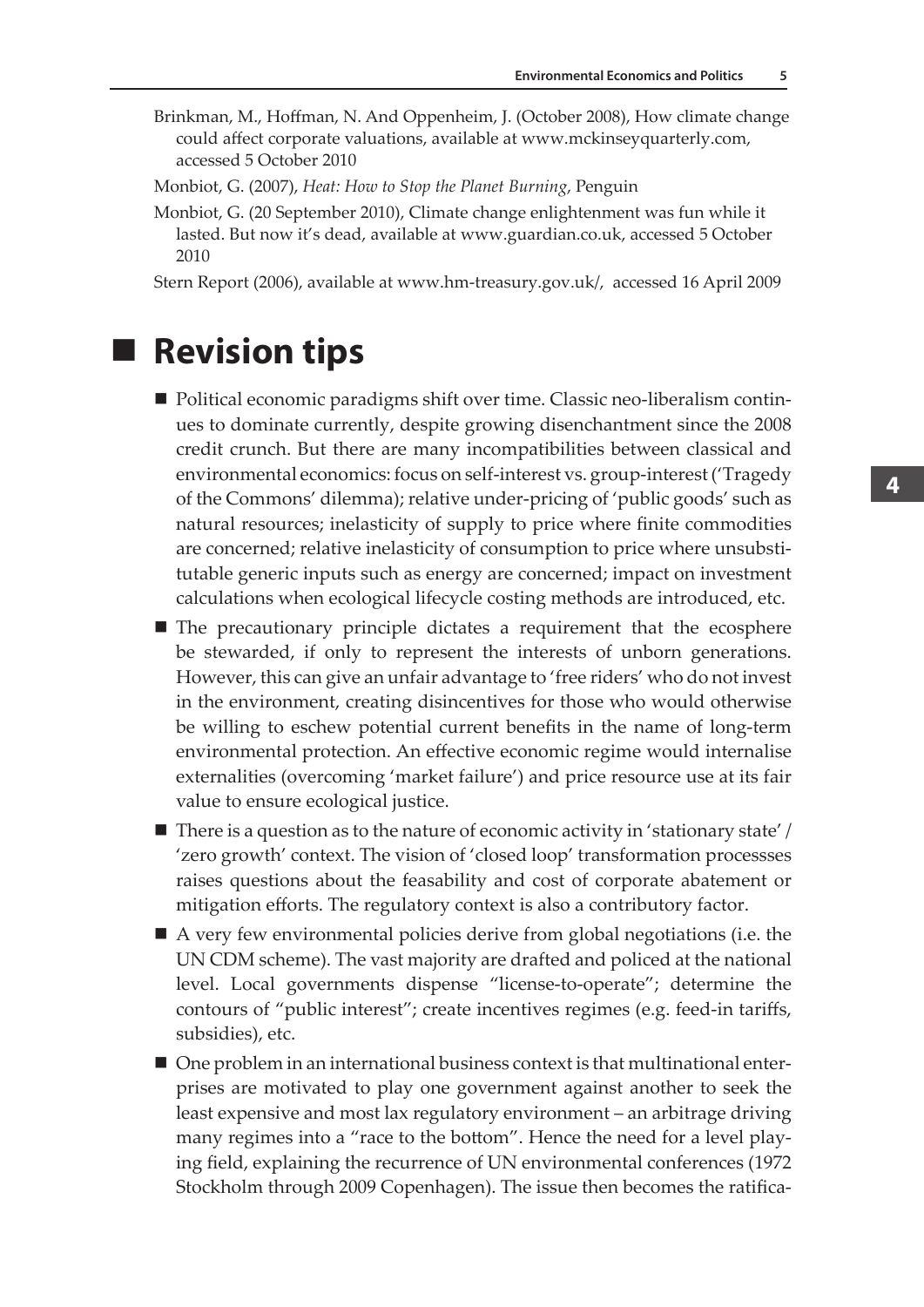Brinkman, M., Hoffman, N. And Oppenheim, J. (October 2008), How climate change could affect corporate valuations, available at www.mckinseyquarterly.com, accessed 5 October 2010

Monbiot, G. (2007), *Heat: How to Stop the Planet Burning*, Penguin

Monbiot, G. (20 September 2010), Climate change enlightenment was fun while it lasted. But now it's dead, available at www.guardian.co.uk, accessed 5 October 2010

Stern Report (2006), available at www.hm-treasury.gov.uk/, accessed 16 April 2009

# Revision tips

- Political economic paradigms shift over time. Classic neo-liberalism continues to dominate currently, despite growing disenchantment since the 2008 credit crunch. But there are many incompatibilities between classical and environmental economics: focus on self-interest vs. group-interest ('Tragedy of the Commons' dilemma); relative under-pricing of 'public goods' such as natural resources; inelasticity of supply to price where finite commodities are concerned; relative inelasticity of consumption to price where unsubstitutable generic inputs such as energy are concerned; impact on investment calculations when ecological lifecycle costing methods are introduced, etc.
- The precautionary principle dictates a requirement that the ecosphere be stewarded, if only to represent the interests of unborn generations. However, this can give an unfair advantage to 'free riders' who do not invest in the environment, creating disincentives for those who would otherwise be willing to eschew potential current benefits in the name of long-term environmental protection. An effective economic regime would internalise externalities (overcoming 'market failure') and price resource use at its fair value to ensure ecological justice.
- There is a question as to the nature of economic activity in 'stationary state' / 'zero growth' context. The vision of 'closed loop' transformation processses raises questions about the feasability and cost of corporate abatement or mitigation efforts. The regulatory context is also a contributory factor.
- A very few environmental policies derive from global negotiations (i.e. the UN CDM scheme). The vast majority are drafted and policed at the national level. Local governments dispense "license-to-operate"; determine the contours of "public interest"; create incentives regimes (e.g. feed-in tariffs, subsidies), etc.
- One problem in an international business context is that multinational enterprises are motivated to play one government against another to seek the least expensive and most lax regulatory environment – an arbitrage driving many regimes into a "race to the bottom". Hence the need for a level playing field, explaining the recurrence of UN environmental conferences (1972 Stockholm through 2009 Copenhagen). The issue then becomes the ratifica-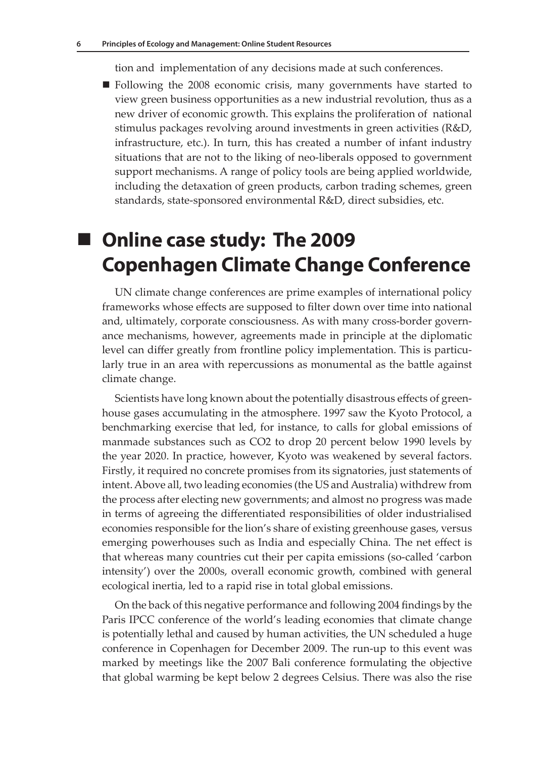tion and implementation of any decisions made at such conferences.

- Following the 2008 economic crisis, many governments have started to view green business opportunities as a new industrial revolution, thus as a new driver of economic growth. This explains the proliferation of national stimulus packages revolving around investments in green activities (R&D, infrastructure, etc.). In turn, this has created a number of infant industry situations that are not to the liking of neo-liberals opposed to government support mechanisms. A range of policy tools are being applied worldwide, including the detaxation of green products, carbon trading schemes, green standards, state-sponsored environmental R&D, direct subsidies, etc.

## Online case study: The 2009 Copenhagen Climate Change Conference

UN climate change conferences are prime examples of international policy frameworks whose effects are supposed to filter down over time into national and, ultimately, corporate consciousness. As with many cross-border governance mechanisms, however, agreements made in principle at the diplomatic level can differ greatly from frontline policy implementation. This is particularly true in an area with repercussions as monumental as the battle against climate change.

Scientists have long known about the potentially disastrous effects of greenhouse gases accumulating in the atmosphere. 1997 saw the Kyoto Protocol, a benchmarking exercise that led, for instance, to calls for global emissions of manmade substances such as CO2 to drop 20 percent below 1990 levels by the year 2020. In practice, however, Kyoto was weakened by several factors. Firstly, it required no concrete promises from its signatories, just statements of intent. Above all, two leading economies (the US and Australia) withdrew from the process after electing new governments; and almost no progress was made in terms of agreeing the differentiated responsibilities of older industrialised economies responsible for the lion's share of existing greenhouse gases, versus emerging powerhouses such as India and especially China. The net effect is that whereas many countries cut their per capita emissions (so-called 'carbon intensity') over the 2000s, overall economic growth, combined with general ecological inertia, led to a rapid rise in total global emissions.

On the back of this negative performance and following 2004 findings by the Paris IPCC conference of the world's leading economies that climate change is potentially lethal and caused by human activities, the UN scheduled a huge conference in Copenhagen for December 2009. The run-up to this event was marked by meetings like the 2007 Bali conference formulating the objective that global warming be kept below 2 degrees Celsius. There was also the rise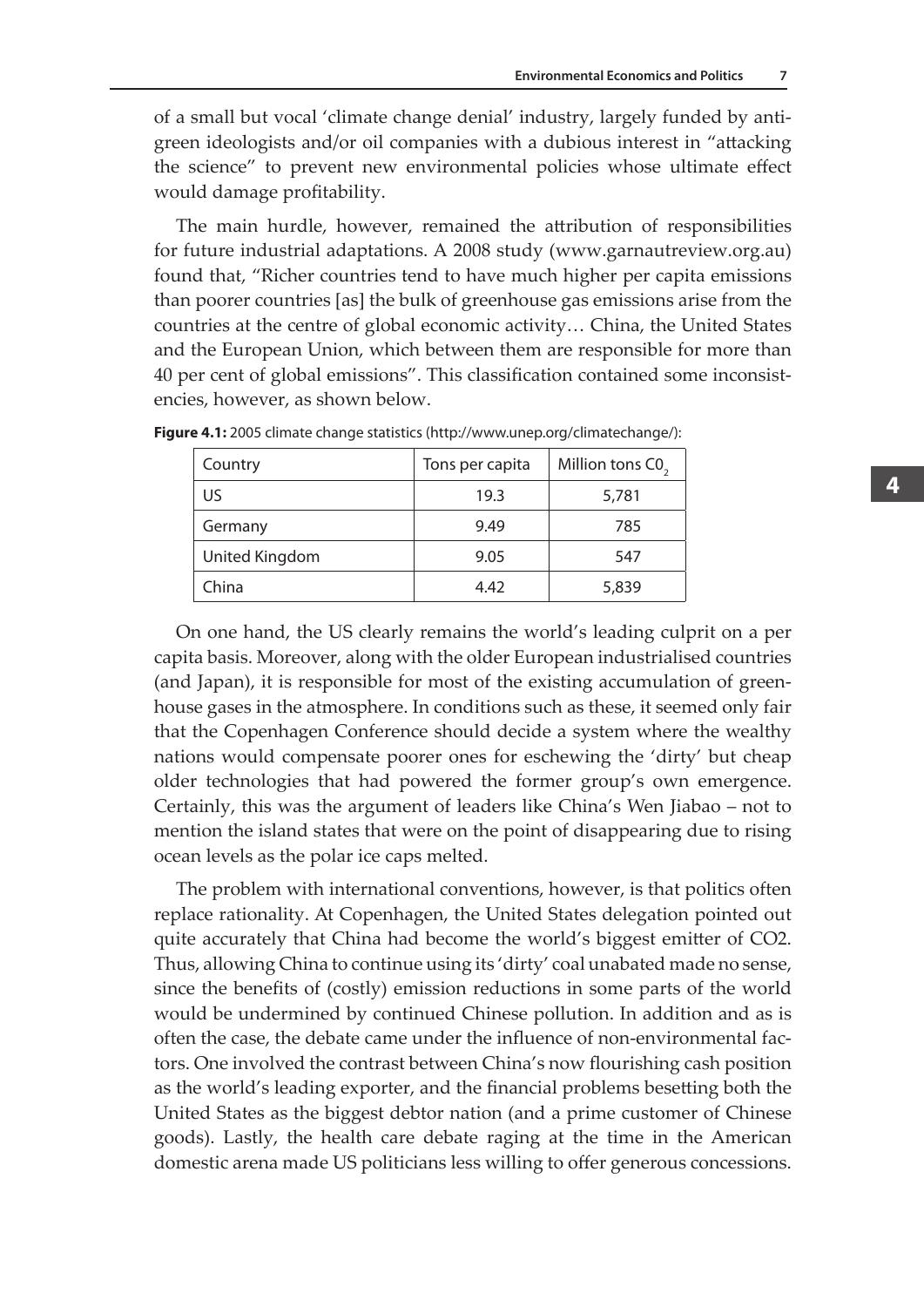of a small but vocal 'climate change denial' industry, largely funded by anti-green ideologists and/or oil companies with a dubious interest in "attacking the science" to prevent new environmental policies whose ultimate effect would damage profitability.

The main hurdle, however, remained the attribution of responsibilities for future industrial adaptations. A 2008 study (www.garnautreview.org.au) found that, "Richer countries tend to have much higher per capita emissions than poorer countries [as] the bulk of greenhouse gas emissions arise from the countries at the centre of global economic activity… China, the United States and the European Union, which between them are responsible for more than 40 per cent of global emissions". This classification contained some inconsistencies, however, as shown below.

**Figure 4.1:** 2005 climate change statistics (http://www.unep.org/climatechange/):

| Country | Tons per capita | Million tons $C0_2$ |
| --- | --- | --- |
| US | 19.3 | 5,781 |
| Germany | 9.49 | 785 |
| United Kingdom | 9.05 | 547 |
| China | 4.42 | 5,839 |

On one hand, the US clearly remains the world's leading culprit on a per capita basis. Moreover, along with the older European industrialised countries (and Japan), it is responsible for most of the existing accumulation of greenhouse gases in the atmosphere. In conditions such as these, it seemed only fair that the Copenhagen Conference should decide a system where the wealthy nations would compensate poorer ones for eschewing the 'dirty' but cheap older technologies that had powered the former group's own emergence. Certainly, this was the argument of leaders like China's Wen Jiabao – not to mention the island states that were on the point of disappearing due to rising ocean levels as the polar ice caps melted.

The problem with international conventions, however, is that politics often replace rationality. At Copenhagen, the United States delegation pointed out quite accurately that China had become the world's biggest emitter of CO2. Thus, allowing China to continue using its 'dirty' coal unabated made no sense, since the benefits of (costly) emission reductions in some parts of the world would be undermined by continued Chinese pollution. In addition and as is often the case, the debate came under the influence of non-environmental factors. One involved the contrast between China's now flourishing cash position as the world's leading exporter, and the financial problems besetting both the United States as the biggest debtor nation (and a prime customer of Chinese goods). Lastly, the health care debate raging at the time in the American domestic arena made US politicians less willing to offer generous concessions.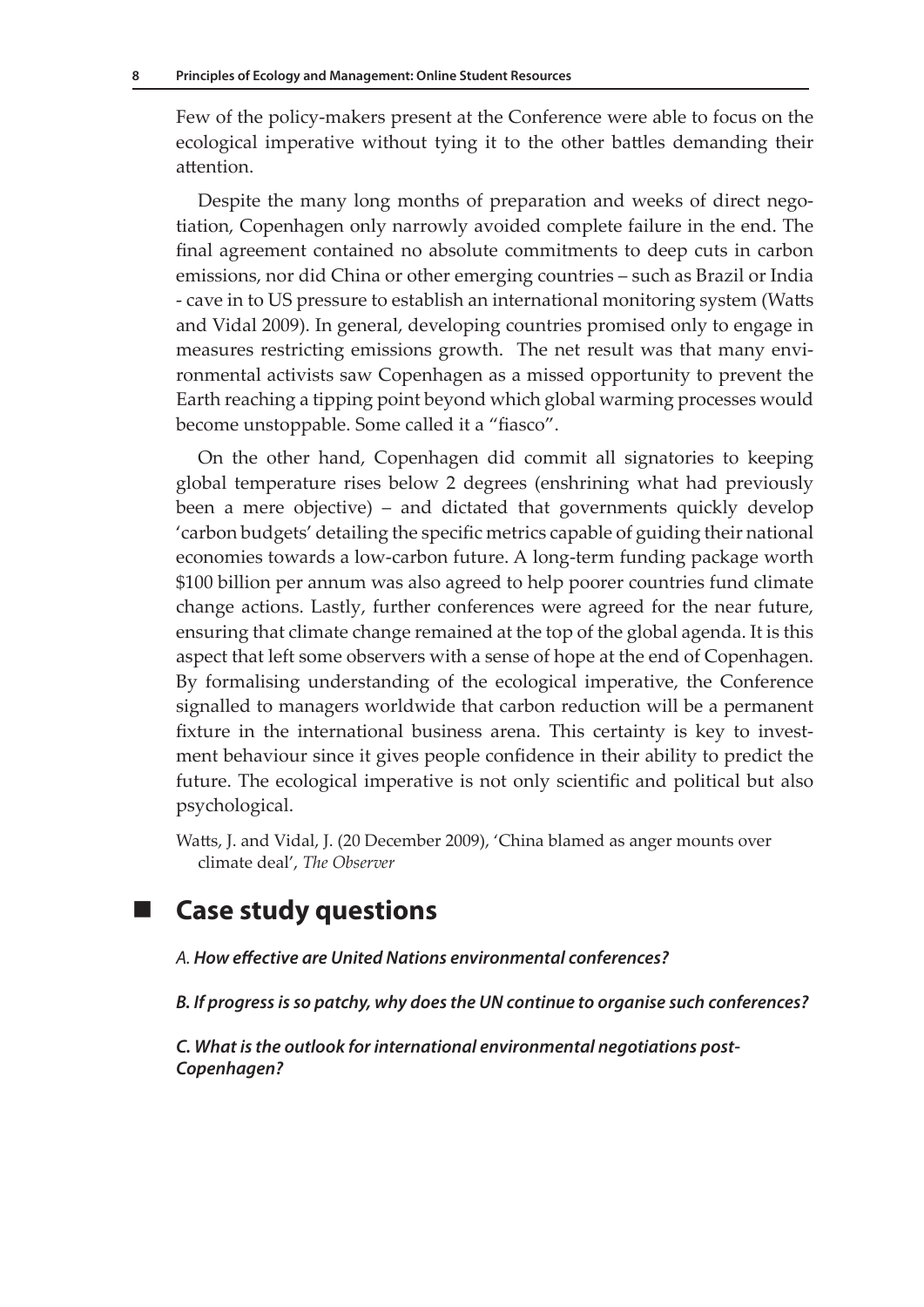Few of the policy-makers present at the Conference were able to focus on the ecological imperative without tying it to the other battles demanding their attention.

Despite the many long months of preparation and weeks of direct negotiation, Copenhagen only narrowly avoided complete failure in the end. The final agreement contained no absolute commitments to deep cuts in carbon emissions, nor did China or other emerging countries – such as Brazil or India - cave in to US pressure to establish an international monitoring system (Watts and Vidal 2009). In general, developing countries promised only to engage in measures restricting emissions growth. The net result was that many environmental activists saw Copenhagen as a missed opportunity to prevent the Earth reaching a tipping point beyond which global warming processes would become unstoppable. Some called it a "fiasco".

On the other hand, Copenhagen did commit all signatories to keeping global temperature rises below 2 degrees (enshrining what had previously been a mere objective) – and dictated that governments quickly develop 'carbon budgets' detailing the specific metrics capable of guiding their national economies towards a low-carbon future. A long-term funding package worth \$100 billion per annum was also agreed to help poorer countries fund climate change actions. Lastly, further conferences were agreed for the near future, ensuring that climate change remained at the top of the global agenda. It is this aspect that left some observers with a sense of hope at the end of Copenhagen. By formalising understanding of the ecological imperative, the Conference signalled to managers worldwide that carbon reduction will be a permanent fixture in the international business arena. This certainty is key to investment behaviour since it gives people confidence in their ability to predict the future. The ecological imperative is not only scientific and political but also psychological.

Watts, J. and Vidal, J. (20 December 2009), 'China blamed as anger mounts over climate deal', *The Observer*

## Case study questions

*A.* ***How effective are United Nations environmental conferences?***

***B. If progress is so patchy, why does the UN continue to organise such conferences?***

***C. What is the outlook for international environmental negotiations post-Copenhagen?***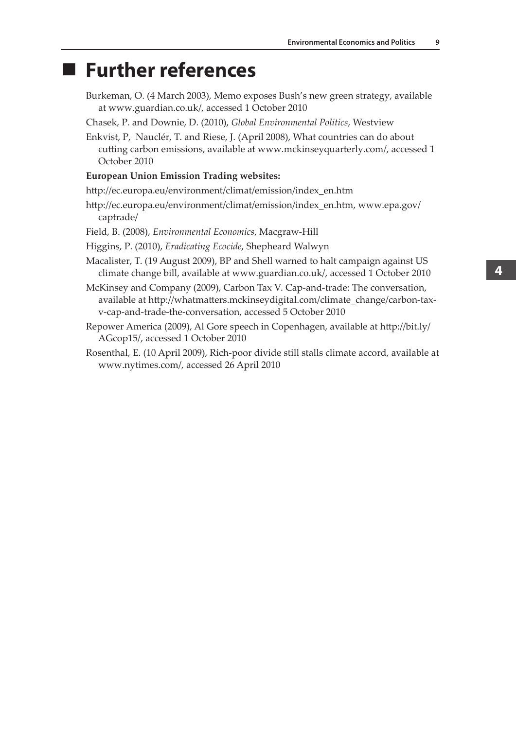## ■ Further references

Burkeman, O. (4 March 2003), Memo exposes Bush's new green strategy, available at www.guardian.co.uk/, accessed 1 October 2010

Chasek, P. and Downie, D. (2010), *Global Environmental Politics*, Westview

Enkvist, P, Nauclér, T. and Riese, J. (April 2008), What countries can do about cutting carbon emissions, available at www.mckinseyquarterly.com/, accessed 1 October 2010

**European Union Emission Trading websites:**

http://ec.europa.eu/environment/climat/emission/index_en.htm

http://ec.europa.eu/environment/climat/emission/index_en.htm, www.epa.gov/captrade/

Field, B. (2008), *Environmental Economics*, Macgraw-Hill

Higgins, P. (2010), *Eradicating Ecocide*, Shepheard Walwyn

Macalister, T. (19 August 2009), BP and Shell warned to halt campaign against US climate change bill, available at www.guardian.co.uk/, accessed 1 October 2010

McKinsey and Company (2009), Carbon Tax V. Cap-and-trade: The conversation, available at http://whatmatters.mckinseydigital.com/climate_change/carbon-tax-v-cap-and-trade-the-conversation, accessed 5 October 2010

Repower America (2009), Al Gore speech in Copenhagen, available at http://bit.ly/AGcop15/, accessed 1 October 2010

Rosenthal, E. (10 April 2009), Rich-poor divide still stalls climate accord, available at www.nytimes.com/, accessed 26 April 2010